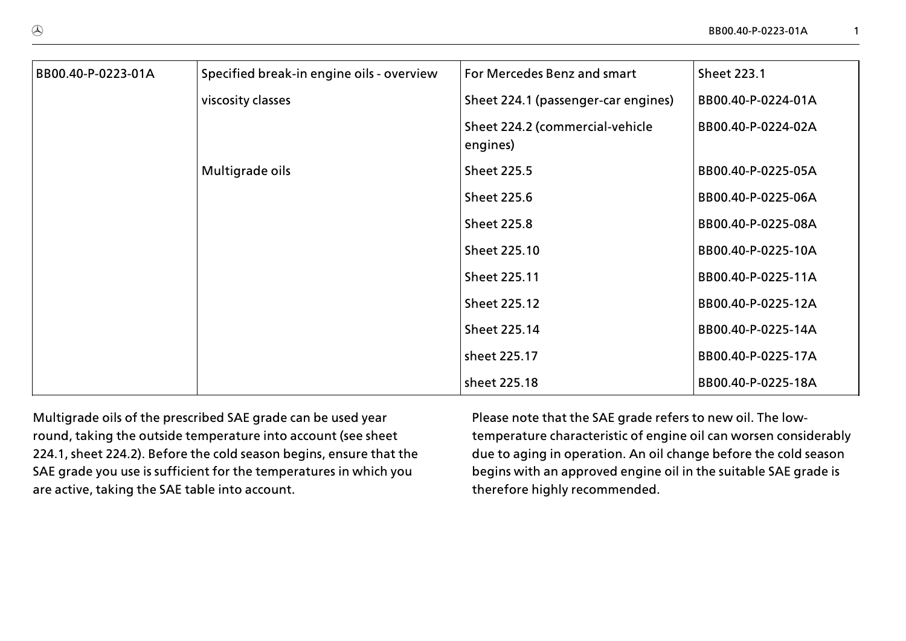| BB00.40-P-0223-01A | Specified break-in engine oils - overview | For Mercedes Benz and smart | Sheet 223.1 |
|---|---|---|---|
| | viscosity classes | Sheet 224.1 (passenger-car engines) | BB00.40-P-0224-01A |
| | | Sheet 224.2 (commercial-vehicle engines) | BB00.40-P-0224-02A |
| | Multigrade oils | Sheet 225.5 | BB00.40-P-0225-05A |
| | | Sheet 225.6 | BB00.40-P-0225-06A |
| | | Sheet 225.8 | BB00.40-P-0225-08A |
| | | Sheet 225.10 | BB00.40-P-0225-10A |
| | | Sheet 225.11 | BB00.40-P-0225-11A |
| | | Sheet 225.12 | BB00.40-P-0225-12A |
| | | Sheet 225.14 | BB00.40-P-0225-14A |
| | | sheet 225.17 | BB00.40-P-0225-17A |
| | | sheet 225.18 | BB00.40-P-0225-18A |

Multigrade oils of the prescribed SAE grade can be used year round, taking the outside temperature into account (see sheet 224.1, sheet 224.2). Before the cold season begins, ensure that the SAE grade you use is sufficient for the temperatures in which you are active, taking the SAE table into account.

Please note that the SAE grade refers to new oil. The low-temperature characteristic of engine oil can worsen considerably due to aging in operation. An oil change before the cold season begins with an approved engine oil in the suitable SAE grade is therefore highly recommended.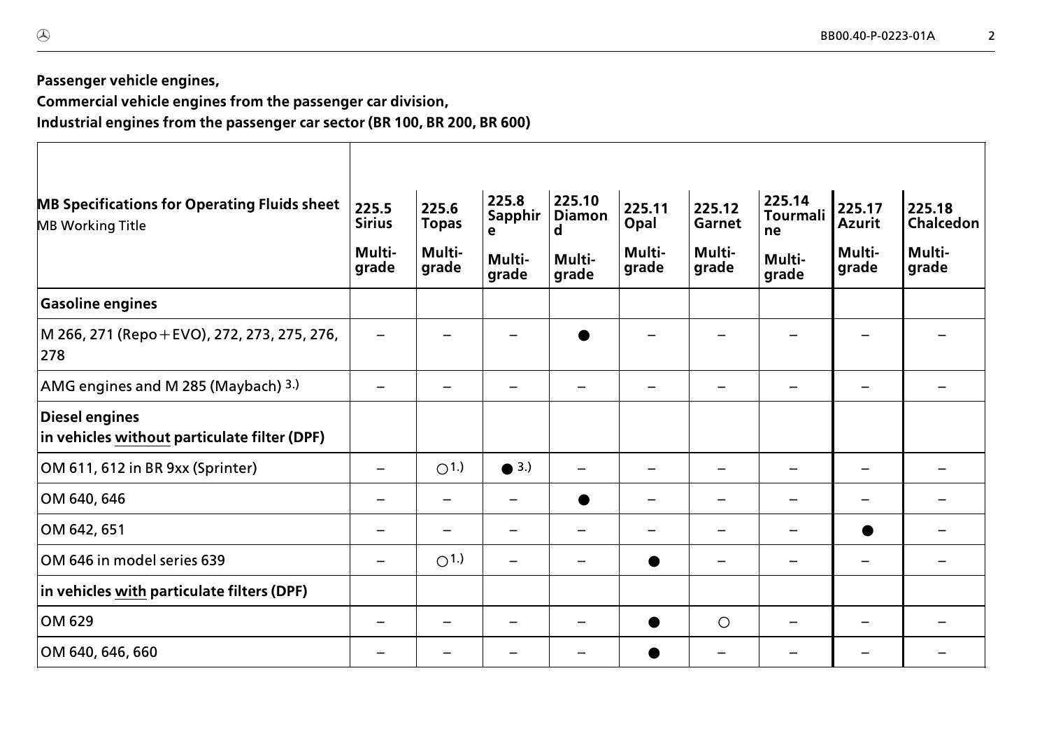**Passenger vehicle engines,**
**Commercial vehicle engines from the passenger car division,**
**Industrial engines from the passenger car sector (BR 100, BR 200, BR 600)**

| **MB Specifications for Operating Fluids sheet** MB Working Title | **225.5 Sirius** Multi-grade | **225.6 Topas** Multi-grade | **225.8 Sapphire** Multi-grade | **225.10 Diamond** Multi-grade | **225.11 Opal** Multi-grade | **225.12 Garnet** Multi-grade | **225.14 Tourmaline** Multi-grade | **225.17 Azurit** Multi-grade | **225.18 Chalcedon** Multi-grade |
|---|---|---|---|---|---|---|---|---|---|
| **Gasoline engines** | | | | | | | | | |
| M 266, 271 (Repo + EVO), 272, 273, 275, 276, 278 | – | – | – | ● | – | – | – | – | – |
| AMG engines and M 285 (Maybach) 3.) | – | – | – | – | – | – | – | – | – |
| **Diesel engines** **in vehicles without particulate filter (DPF)** | | | | | | | | | |
| OM 611, 612 in BR 9xx (Sprinter) | – | ○ 1.) | ● 3.) | – | – | – | – | – | – |
| OM 640, 646 | – | – | – | ● | – | – | – | – | – |
| OM 642, 651 | – | – | – | – | – | – | – | ● | – |
| OM 646 in model series 639 | – | ○ 1.) | – | – | ● | – | – | – | – |
| **in vehicles with particulate filters (DPF)** | | | | | | | | | |
| OM 629 | – | – | – | – | ● | ○ | – | – | – |
| OM 640, 646, 660 | – | – | – | – | ● | – | – | – | – |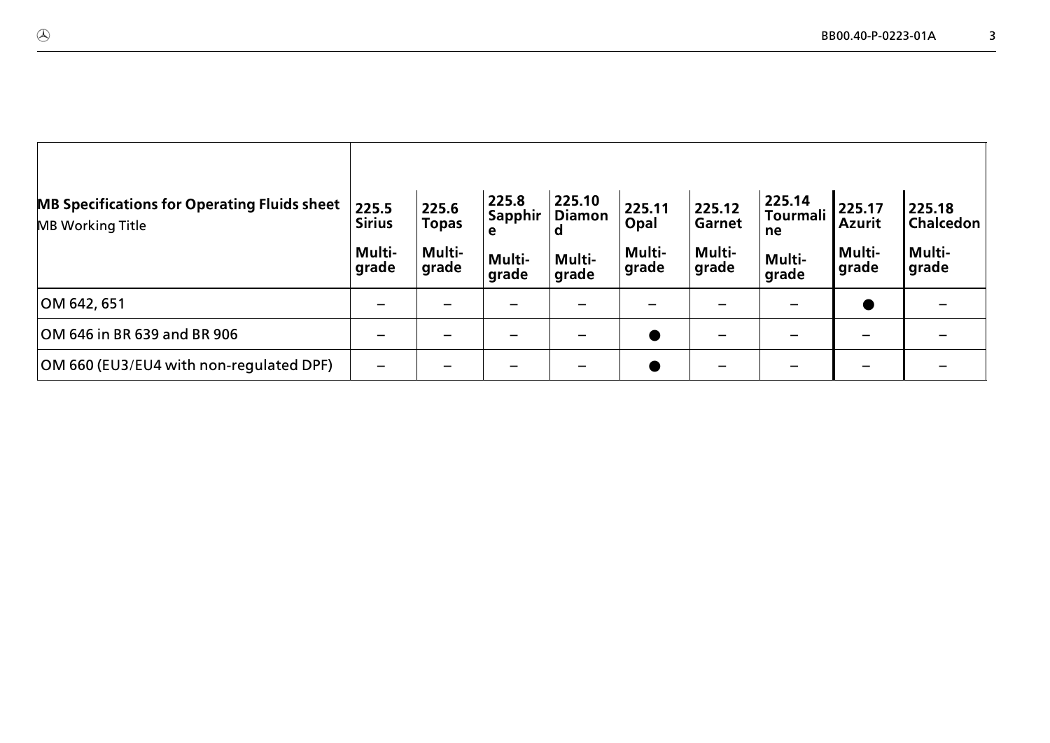| MB Specifications for Operating Fluids sheet<br>MB Working Title | 225.5 Sirius<br>Multi-grade | 225.6 Topas<br>Multi-grade | 225.8 Sapphire<br>Multi-grade | 225.10 Diamond<br>Multi-grade | 225.11 Opal<br>Multi-grade | 225.12 Garnet<br>Multi-grade | 225.14 Tourmaline<br>Multi-grade | 225.17 Azurit<br>Multi-grade | 225.18 Chalcedon<br>Multi-grade |
|---|---|---|---|---|---|---|---|---|---|
| OM 642, 651 | – | – | – | – | – | – | – | ● | – |
| OM 646 in BR 639 and BR 906 | – | – | – | – | ● | – | – | – | – |
| OM 660 (EU3/EU4 with non-regulated DPF) | – | – | – | – | ● | – | – | – | – |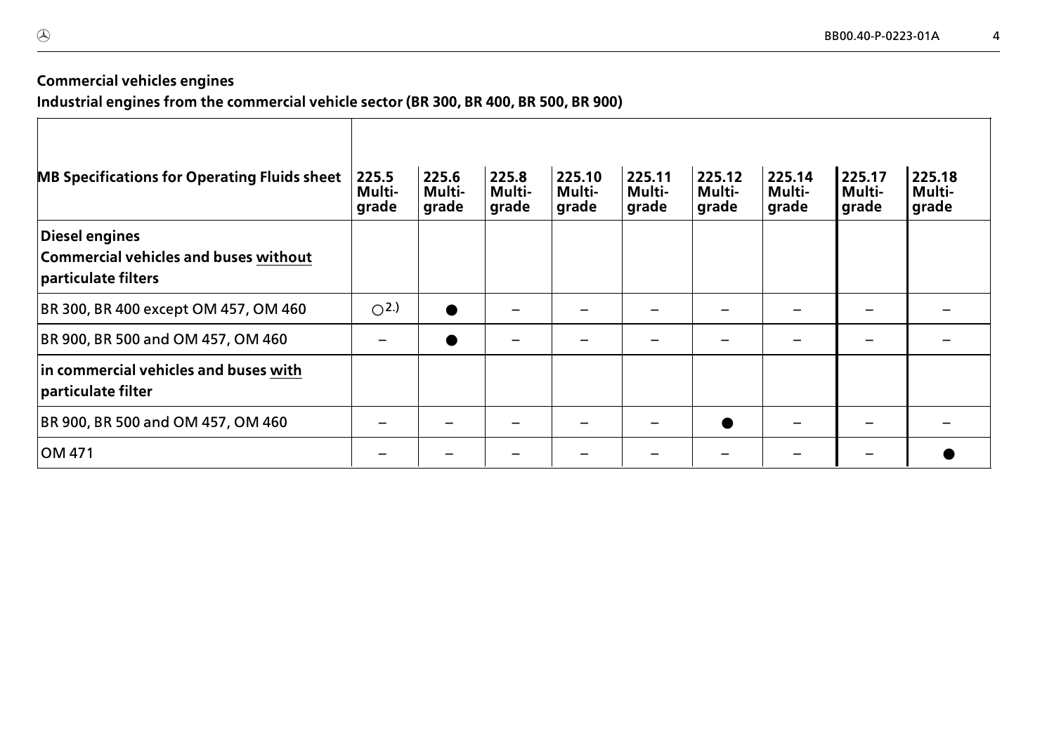**Commercial vehicles engines**

**Industrial engines from the commercial vehicle sector (BR 300, BR 400, BR 500, BR 900)**

| MB Specifications for Operating Fluids sheet | 225.5 Multi-grade | 225.6 Multi-grade | 225.8 Multi-grade | 225.10 Multi-grade | 225.11 Multi-grade | 225.12 Multi-grade | 225.14 Multi-grade | 225.17 Multi-grade | 225.18 Multi-grade |
|---|---|---|---|---|---|---|---|---|---|
| **Diesel engines** **Commercial vehicles and buses without particulate filters** | | | | | | | | | |
| BR 300, BR 400 except OM 457, OM 460 | ○ 2.) | ● | – | – | – | – | – | – | – |
| BR 900, BR 500 and OM 457, OM 460 | – | ● | – | – | – | – | – | – | – |
| **in commercial vehicles and buses with particulate filter** | | | | | | | | | |
| BR 900, BR 500 and OM 457, OM 460 | – | – | – | – | – | ● | – | – | – |
| OM 471 | – | – | – | – | – | – | – | – | ● |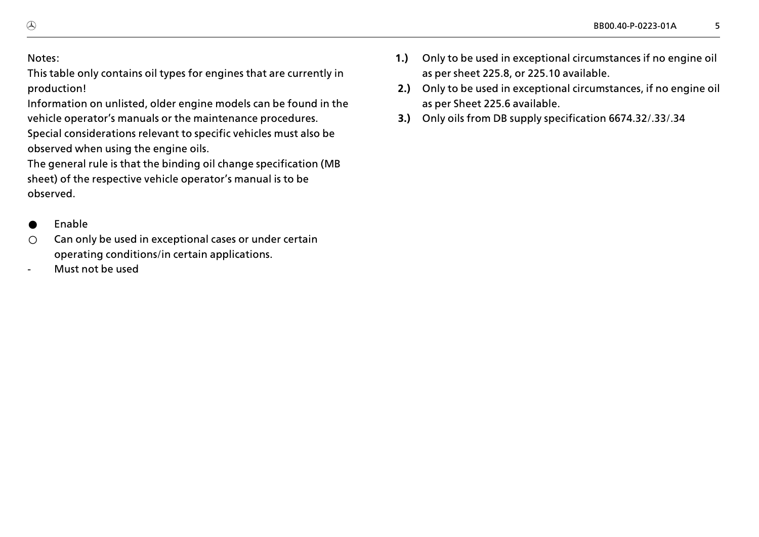Notes:

This table only contains oil types for engines that are currently in production!

Information on unlisted, older engine models can be found in the vehicle operator's manuals or the maintenance procedures.

Special considerations relevant to specific vehicles must also be observed when using the engine oils.

The general rule is that the binding oil change specification (MB sheet) of the respective vehicle operator's manual is to be observed.

● Enable

○ Can only be used in exceptional cases or under certain operating conditions/in certain applications.

\- Must not be used

**1.)** Only to be used in exceptional circumstances if no engine oil as per sheet 225.8, or 225.10 available.

**2.)** Only to be used in exceptional circumstances, if no engine oil as per Sheet 225.6 available.

**3.)** Only oils from DB supply specification 6674.32/.33/.34